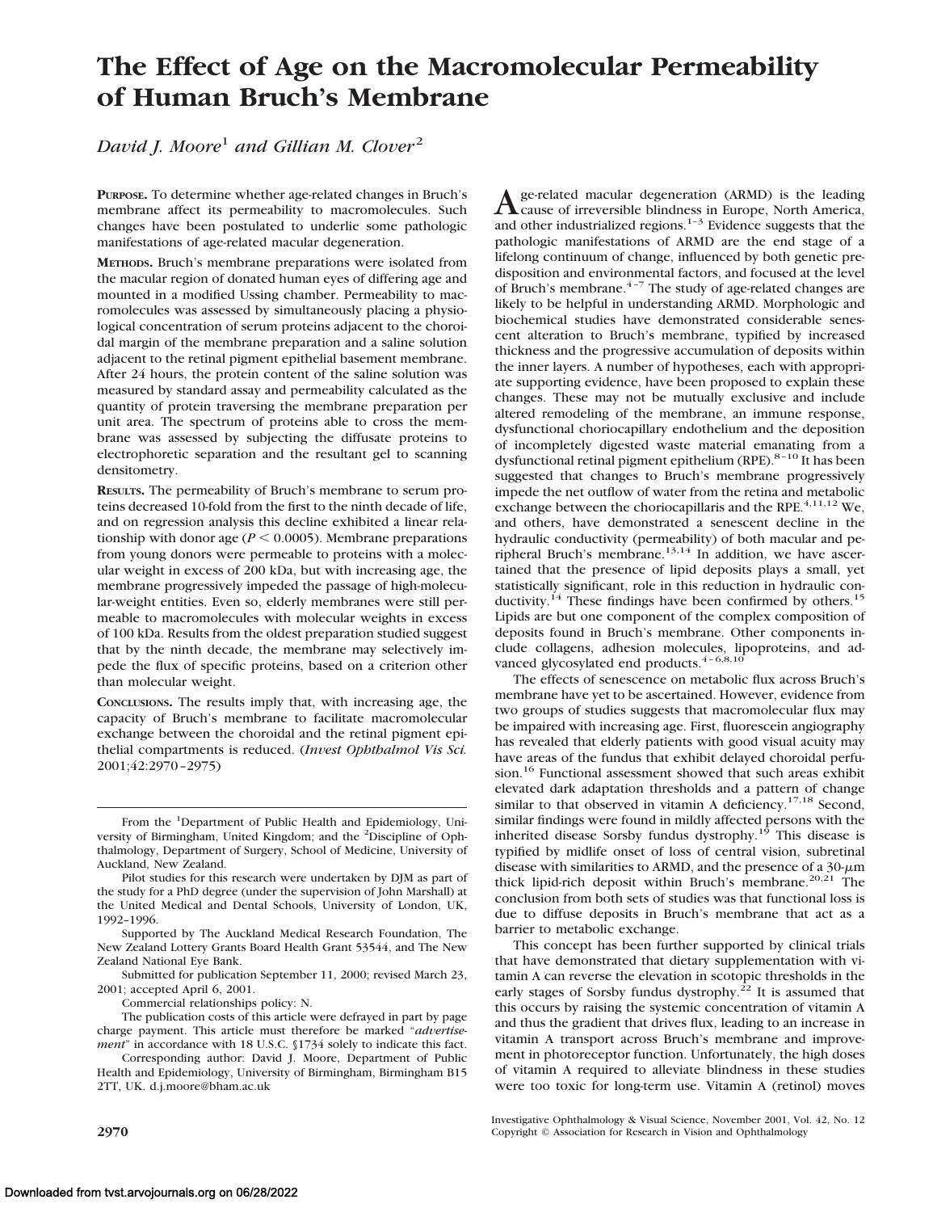# The Effect of Age on the Macromolecular Permeability of Human Bruch's Membrane

*David J. Moore*[1] *and Gillian M. Clover*[2]

**PURPOSE.** To determine whether age-related changes in Bruch's membrane affect its permeability to macromolecules. Such changes have been postulated to underlie some pathologic manifestations of age-related macular degeneration.

**METHODS.** Bruch's membrane preparations were isolated from the macular region of donated human eyes of differing age and mounted in a modified Ussing chamber. Permeability to macromolecules was assessed by simultaneously placing a physiological concentration of serum proteins adjacent to the choroidal margin of the membrane preparation and a saline solution adjacent to the retinal pigment epithelial basement membrane. After 24 hours, the protein content of the saline solution was measured by standard assay and permeability calculated as the quantity of protein traversing the membrane preparation per unit area. The spectrum of proteins able to cross the membrane was assessed by subjecting the diffusate proteins to electrophoretic separation and the resultant gel to scanning densitometry.

**RESULTS.** The permeability of Bruch's membrane to serum proteins decreased 10-fold from the first to the ninth decade of life, and on regression analysis this decline exhibited a linear relationship with donor age ($P < 0.0005$). Membrane preparations from young donors were permeable to proteins with a molecular weight in excess of 200 kDa, but with increasing age, the membrane progressively impeded the passage of high-molecular-weight entities. Even so, elderly membranes were still permeable to macromolecules with molecular weights in excess of 100 kDa. Results from the oldest preparation studied suggest that by the ninth decade, the membrane may selectively impede the flux of specific proteins, based on a criterion other than molecular weight.

**CONCLUSIONS.** The results imply that, with increasing age, the capacity of Bruch's membrane to facilitate macromolecular exchange between the choroidal and the retinal pigment epithelial compartments is reduced. (*Invest Ophthalmol Vis Sci.* 2001;42:2970–2975)

From the [1]Department of Public Health and Epidemiology, University of Birmingham, United Kingdom; and the [2]Discipline of Ophthalmology, Department of Surgery, School of Medicine, University of Auckland, New Zealand.

Pilot studies for this research were undertaken by DJM as part of the study for a PhD degree (under the supervision of John Marshall) at the United Medical and Dental Schools, University of London, UK, 1992–1996.

Supported by The Auckland Medical Research Foundation, The New Zealand Lottery Grants Board Health Grant 53544, and The New Zealand National Eye Bank.

Submitted for publication September 11, 2000; revised March 23, 2001; accepted April 6, 2001.

Commercial relationships policy: N.

The publication costs of this article were defrayed in part by page charge payment. This article must therefore be marked "*advertisement*" in accordance with 18 U.S.C. §1734 solely to indicate this fact.

Corresponding author: David J. Moore, Department of Public Health and Epidemiology, University of Birmingham, Birmingham B15 2TT, UK. d.j.moore@bham.ac.uk

Age-related macular degeneration (ARMD) is the leading cause of irreversible blindness in Europe, North America, and other industrialized regions.[1–3] Evidence suggests that the pathologic manifestations of ARMD are the end stage of a lifelong continuum of change, influenced by both genetic predisposition and environmental factors, and focused at the level of Bruch's membrane.[4–7] The study of age-related changes are likely to be helpful in understanding ARMD. Morphologic and biochemical studies have demonstrated considerable senescent alteration to Bruch's membrane, typified by increased thickness and the progressive accumulation of deposits within the inner layers. A number of hypotheses, each with appropriate supporting evidence, have been proposed to explain these changes. These may not be mutually exclusive and include altered remodeling of the membrane, an immune response, dysfunctional choriocapillary endothelium and the deposition of incompletely digested waste material emanating from a dysfunctional retinal pigment epithelium (RPE).[8–10] It has been suggested that changes to Bruch's membrane progressively impede the net outflow of water from the retina and metabolic exchange between the choriocapillaris and the RPE.[4,11,12] We, and others, have demonstrated a senescent decline in the hydraulic conductivity (permeability) of both macular and peripheral Bruch's membrane.[13,14] In addition, we have ascertained that the presence of lipid deposits plays a small, yet statistically significant, role in this reduction in hydraulic conductivity.[14] These findings have been confirmed by others.[15] Lipids are but one component of the complex composition of deposits found in Bruch's membrane. Other components include collagens, adhesion molecules, lipoproteins, and advanced glycosylated end products.[4–6,8,10]

The effects of senescence on metabolic flux across Bruch's membrane have yet to be ascertained. However, evidence from two groups of studies suggests that macromolecular flux may be impaired with increasing age. First, fluorescein angiography has revealed that elderly patients with good visual acuity may have areas of the fundus that exhibit delayed choroidal perfusion.[16] Functional assessment showed that such areas exhibit elevated dark adaptation thresholds and a pattern of change similar to that observed in vitamin A deficiency.[17,18] Second, similar findings were found in mildly affected persons with the inherited disease Sorsby fundus dystrophy.[19] This disease is typified by midlife onset of loss of central vision, subretinal disease with similarities to ARMD, and the presence of a 30-$\mu$m thick lipid-rich deposit within Bruch's membrane.[20,21] The conclusion from both sets of studies was that functional loss is due to diffuse deposits in Bruch's membrane that act as a barrier to metabolic exchange.

This concept has been further supported by clinical trials that have demonstrated that dietary supplementation with vitamin A can reverse the elevation in scotopic thresholds in the early stages of Sorsby fundus dystrophy.[22] It is assumed that this occurs by raising the systemic concentration of vitamin A and thus the gradient that drives flux, leading to an increase in vitamin A transport across Bruch's membrane and improvement in photoreceptor function. Unfortunately, the high doses of vitamin A required to alleviate blindness in these studies were too toxic for long-term use. Vitamin A (retinol) moves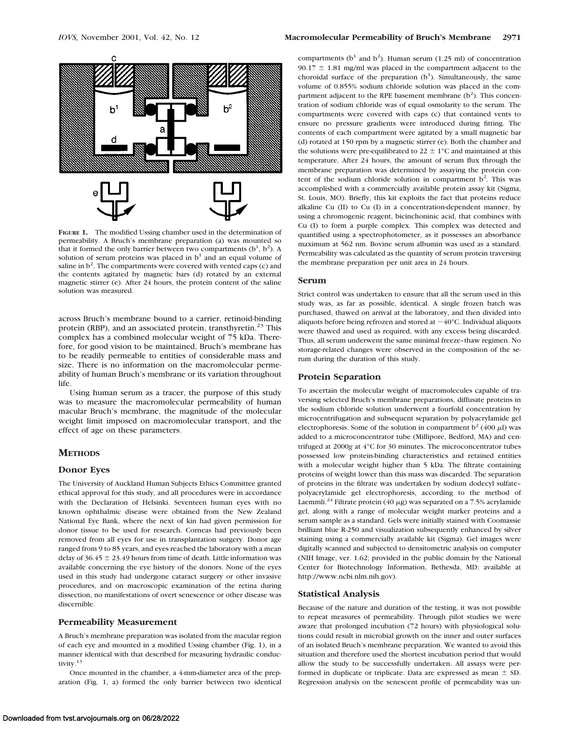FIGURE 1. The modified Ussing chamber used in the determination of permeability. A Bruch's membrane preparation (a) was mounted so that it formed the only barrier between two compartments ($b^1$, $b^2$). A solution of serum proteins was placed in $b^1$ and an equal volume of saline in $b^2$. The compartments were covered with vented caps (c) and the contents agitated by magnetic bars (d) rotated by an external magnetic stirrer (e). After 24 hours, the protein content of the saline solution was measured.

across Bruch's membrane bound to a carrier, retinoid-binding protein (RBP), and an associated protein, transthyretin.[23] This complex has a combined molecular weight of 75 kDa. Therefore, for good vision to be maintained, Bruch's membrane has to be readily permeable to entities of considerable mass and size. There is no information on the macromolecular permeability of human Bruch's membrane or its variation throughout life.

Using human serum as a tracer, the purpose of this study was to measure the macromolecular permeability of human macular Bruch's membrane, the magnitude of the molecular weight limit imposed on macromolecular transport, and the effect of age on these parameters.

## METHODS

### Donor Eyes

The University of Auckland Human Subjects Ethics Committee granted ethical approval for this study, and all procedures were in accordance with the Declaration of Helsinki. Seventeen human eyes with no known ophthalmic disease were obtained from the New Zealand National Eye Bank, where the next of kin had given permission for donor tissue to be used for research. Corneas had previously been removed from all eyes for use in transplantation surgery. Donor age ranged from 9 to 85 years, and eyes reached the laboratory with a mean delay of $36.45 \pm 23.49$ hours from time of death. Little information was available concerning the eye history of the donors. None of the eyes used in this study had undergone cataract surgery or other invasive procedures, and on macroscopic examination of the retina during dissection, no manifestations of overt senescence or other disease was discernible.

### Permeability Measurement

A Bruch's membrane preparation was isolated from the macular region of each eye and mounted in a modified Ussing chamber (Fig. 1), in a manner identical with that described for measuring hydraulic conductivity.[13]

Once mounted in the chamber, a 4-mm-diameter area of the preparation (Fig. 1, a) formed the only barrier between two identical compartments ($b^1$ and $b^2$). Human serum (1.25 ml) of concentration $90.17 \pm 1.81$ mg/ml was placed in the compartment adjacent to the choroidal surface of the preparation ($b^1$). Simultaneously, the same volume of 0.855% sodium chloride solution was placed in the compartment adjacent to the RPE basement membrane ($b^2$). This concentration of sodium chloride was of equal osmolarity to the serum. The compartments were covered with caps (c) that contained vents to ensure no pressure gradients were introduced during fitting. The contents of each compartment were agitated by a small magnetic bar (d) rotated at 150 rpm by a magnetic stirrer (e). Both the chamber and the solutions were pre-equilibrated to $22 \pm 1$°C and maintained at this temperature. After 24 hours, the amount of serum flux through the membrane preparation was determined by assaying the protein content of the sodium chloride solution in compartment $b^2$. This was accomplished with a commercially available protein assay kit (Sigma, St. Louis, MO). Briefly, this kit exploits the fact that proteins reduce alkaline Cu (II) to Cu (I) in a concentration-dependent manner, by using a chromogenic reagent, bicinchoninic acid, that combines with Cu (I) to form a purple complex. This complex was detected and quantified using a spectrophotometer, as it possesses an absorbance maximum at 562 nm. Bovine serum albumin was used as a standard. Permeability was calculated as the quantity of serum protein traversing the membrane preparation per unit area in 24 hours.

### Serum

Strict control was undertaken to ensure that all the serum used in this study was, as far as possible, identical. A single frozen batch was purchased, thawed on arrival at the laboratory, and then divided into aliquots before being refrozen and stored at −40°C. Individual aliquots were thawed and used as required, with any excess being discarded. Thus, all serum underwent the same minimal freeze–thaw regimen. No storage-related changes were observed in the composition of the serum during the duration of this study.

### Protein Separation

To ascertain the molecular weight of macromolecules capable of traversing selected Bruch's membrane preparations, diffusate proteins in the sodium chloride solution underwent a fourfold concentration by microcentrifugation and subsequent separation by polyacrylamide gel electrophoresis. Some of the solution in compartment $b^2$ (400 $\mu$l) was added to a microconcentrator tube (Millipore, Bedford, MA) and centrifuged at 2000$g$ at 4°C for 30 minutes. The microconcentrator tubes possessed low protein-binding characteristics and retained entities with a molecular weight higher than 5 kDa. The filtrate containing proteins of weight lower than this mass was discarded. The separation of proteins in the filtrate was undertaken by sodium dodecyl sulfate–polyacrylamide gel electrophoresis, according to the method of Laemmli.[24] Filtrate protein (40 $\mu$g) was separated on a 7.5% acrylamide gel, along with a range of molecular weight marker proteins and a serum sample as a standard. Gels were initially stained with Coomassie brilliant blue R-250 and visualization subsequently enhanced by silver staining using a commercially available kit (Sigma). Gel images were digitally scanned and subjected to densitometric analysis on computer (NIH Image, ver. 1.62; provided in the public domain by the National Center for Biotechnology Information, Bethesda, MD; available at http://www.ncbi.nlm.nih.gov).

### Statistical Analysis

Because of the nature and duration of the testing, it was not possible to repeat measures of permeability. Through pilot studies we were aware that prolonged incubation (72 hours) with physiological solutions could result in microbial growth on the inner and outer surfaces of an isolated Bruch's membrane preparation. We wanted to avoid this situation and therefore used the shortest incubation period that would allow the study to be successfully undertaken. All assays were performed in duplicate or triplicate. Data are expressed as mean ± SD. Regression analysis on the senescent profile of permeability was un-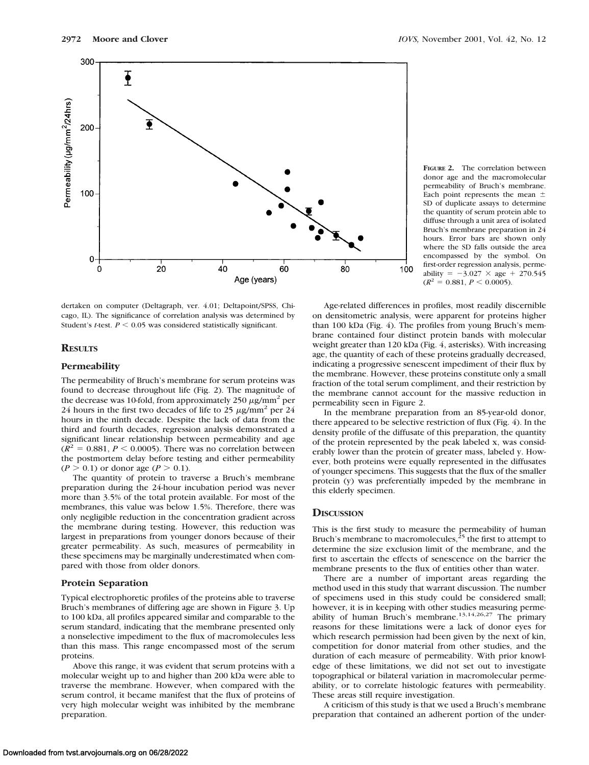**Figure 2.** The correlation between donor age and the macromolecular permeability of Bruch's membrane. Each point represents the mean ± SD of duplicate assays to determine the quantity of serum protein able to diffuse through a unit area of isolated Bruch's membrane preparation in 24 hours. Error bars are shown only where the SD falls outside the area encompassed by the symbol. On first-order regression analysis, permeability $= -3.027 \times$ age $+ 270.545$ ($R^2 = 0.881$, $P < 0.0005$).

dertaken on computer (Deltagraph, ver. 4.01; Deltapoint/SPSS, Chicago, IL). The significance of correlation analysis was determined by Student's *t*-test. $P < 0.05$ was considered statistically significant.

## Results

### Permeability

The permeability of Bruch's membrane for serum proteins was found to decrease throughout life (Fig. 2). The magnitude of the decrease was 10-fold, from approximately 250 $\mu$g/mm$^2$ per 24 hours in the first two decades of life to 25 $\mu$g/mm$^2$ per 24 hours in the ninth decade. Despite the lack of data from the third and fourth decades, regression analysis demonstrated a significant linear relationship between permeability and age ($R^2 = 0.881$, $P < 0.0005$). There was no correlation between the postmortem delay before testing and either permeability ($P > 0.1$) or donor age ($P > 0.1$).

The quantity of protein to traverse a Bruch's membrane preparation during the 24-hour incubation period was never more than 3.5% of the total protein available. For most of the membranes, this value was below 1.5%. Therefore, there was only negligible reduction in the concentration gradient across the membrane during testing. However, this reduction was largest in preparations from younger donors because of their greater permeability. As such, measures of permeability in these specimens may be marginally underestimated when compared with those from older donors.

### Protein Separation

Typical electrophoretic profiles of the proteins able to traverse Bruch's membranes of differing age are shown in Figure 3. Up to 100 kDa, all profiles appeared similar and comparable to the serum standard, indicating that the membrane presented only a nonselective impediment to the flux of macromolecules less than this mass. This range encompassed most of the serum proteins.

Above this range, it was evident that serum proteins with a molecular weight up to and higher than 200 kDa were able to traverse the membrane. However, when compared with the serum control, it became manifest that the flux of proteins of very high molecular weight was inhibited by the membrane preparation.

Age-related differences in profiles, most readily discernible on densitometric analysis, were apparent for proteins higher than 100 kDa (Fig. 4). The profiles from young Bruch's membrane contained four distinct protein bands with molecular weight greater than 120 kDa (Fig. 4, asterisks). With increasing age, the quantity of each of these proteins gradually decreased, indicating a progressive senescent impediment of their flux by the membrane. However, these proteins constitute only a small fraction of the total serum compliment, and their restriction by the membrane cannot account for the massive reduction in permeability seen in Figure 2.

In the membrane preparation from an 85-year-old donor, there appeared to be selective restriction of flux (Fig. 4). In the density profile of the diffusate of this preparation, the quantity of the protein represented by the peak labeled x, was considerably lower than the protein of greater mass, labeled y. However, both proteins were equally represented in the diffusates of younger specimens. This suggests that the flux of the smaller protein (y) was preferentially impeded by the membrane in this elderly specimen.

## Discussion

This is the first study to measure the permeability of human Bruch's membrane to macromolecules,[25] the first to attempt to determine the size exclusion limit of the membrane, and the first to ascertain the effects of senescence on the barrier the membrane presents to the flux of entities other than water.

There are a number of important areas regarding the method used in this study that warrant discussion. The number of specimens used in this study could be considered small; however, it is in keeping with other studies measuring permeability of human Bruch's membrane.[13,14,26,27] The primary reasons for these limitations were a lack of donor eyes for which research permission had been given by the next of kin, competition for donor material from other studies, and the duration of each measure of permeability. With prior knowledge of these limitations, we did not set out to investigate topographical or bilateral variation in macromolecular permeability, or to correlate histologic features with permeability. These areas still require investigation.

A criticism of this study is that we used a Bruch's membrane preparation that contained an adherent portion of the under-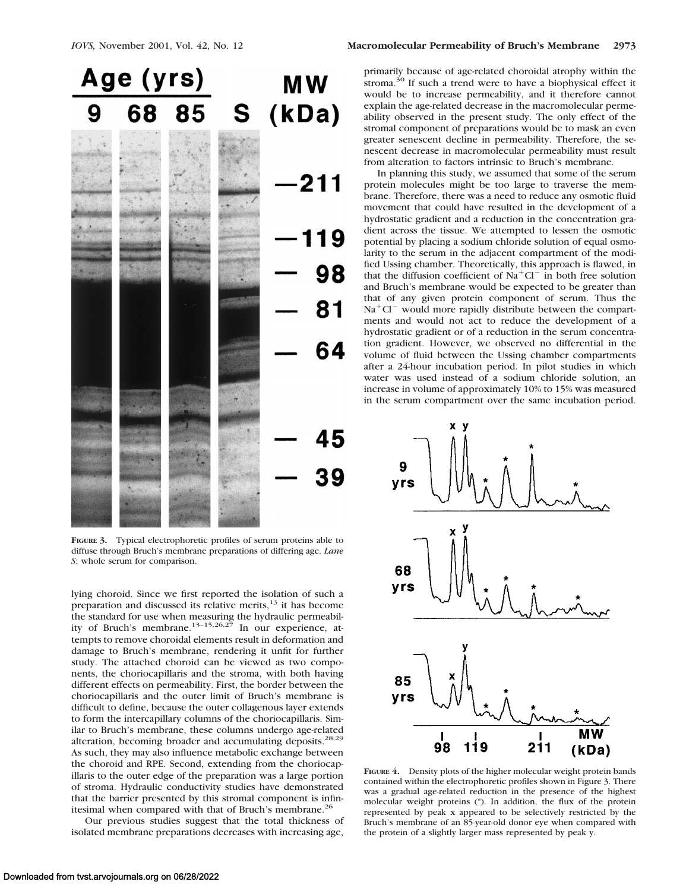**FIGURE 3.** Typical electrophoretic profiles of serum proteins able to diffuse through Bruch's membrane preparations of differing age. *Lane S*: whole serum for comparison.

lying choroid. Since we first reported the isolation of such a preparation and discussed its relative merits,[13] it has become the standard for use when measuring the hydraulic permeability of Bruch's membrane.[13–15,26,27] In our experience, attempts to remove choroidal elements result in deformation and damage to Bruch's membrane, rendering it unfit for further study. The attached choroid can be viewed as two components, the choriocapillaris and the stroma, with both having different effects on permeability. First, the border between the choriocapillaris and the outer limit of Bruch's membrane is difficult to define, because the outer collagenous layer extends to form the intercapillary columns of the choriocapillaris. Similar to Bruch's membrane, these columns undergo age-related alteration, becoming broader and accumulating deposits.[28,29] As such, they may also influence metabolic exchange between the choroid and RPE. Second, extending from the choriocapillaris to the outer edge of the preparation was a large portion of stroma. Hydraulic conductivity studies have demonstrated that the barrier presented by this stromal component is infinitesimal when compared with that of Bruch's membrane.[26]

Our previous studies suggest that the total thickness of isolated membrane preparations decreases with increasing age, primarily because of age-related choroidal atrophy within the stroma.[30] If such a trend were to have a biophysical effect it would be to increase permeability, and it therefore cannot explain the age-related decrease in the macromolecular permeability observed in the present study. The only effect of the stromal component of preparations would be to mask an even greater senescent decline in permeability. Therefore, the senescent decrease in macromolecular permeability must result from alteration to factors intrinsic to Bruch's membrane.

In planning this study, we assumed that some of the serum protein molecules might be too large to traverse the membrane. Therefore, there was a need to reduce any osmotic fluid movement that could have resulted in the development of a hydrostatic gradient and a reduction in the concentration gradient across the tissue. We attempted to lessen the osmotic potential by placing a sodium chloride solution of equal osmolarity to the serum in the adjacent compartment of the modified Ussing chamber. Theoretically, this approach is flawed, in that the diffusion coefficient of $Na^+Cl^-$ in both free solution and Bruch's membrane would be expected to be greater than that of any given protein component of serum. Thus the $Na^+Cl^-$ would more rapidly distribute between the compartments and would not act to reduce the development of a hydrostatic gradient or of a reduction in the serum concentration gradient. However, we observed no differential in the volume of fluid between the Ussing chamber compartments after a 24-hour incubation period. In pilot studies in which water was used instead of a sodium chloride solution, an increase in volume of approximately 10% to 15% was measured in the serum compartment over the same incubation period.

**FIGURE 4.** Density plots of the higher molecular weight protein bands contained within the electrophoretic profiles shown in Figure 3. There was a gradual age-related reduction in the presence of the highest molecular weight proteins (*). In addition, the flux of the protein represented by peak x appeared to be selectively restricted by the Bruch's membrane of an 85-year-old donor eye when compared with the protein of a slightly larger mass represented by peak y.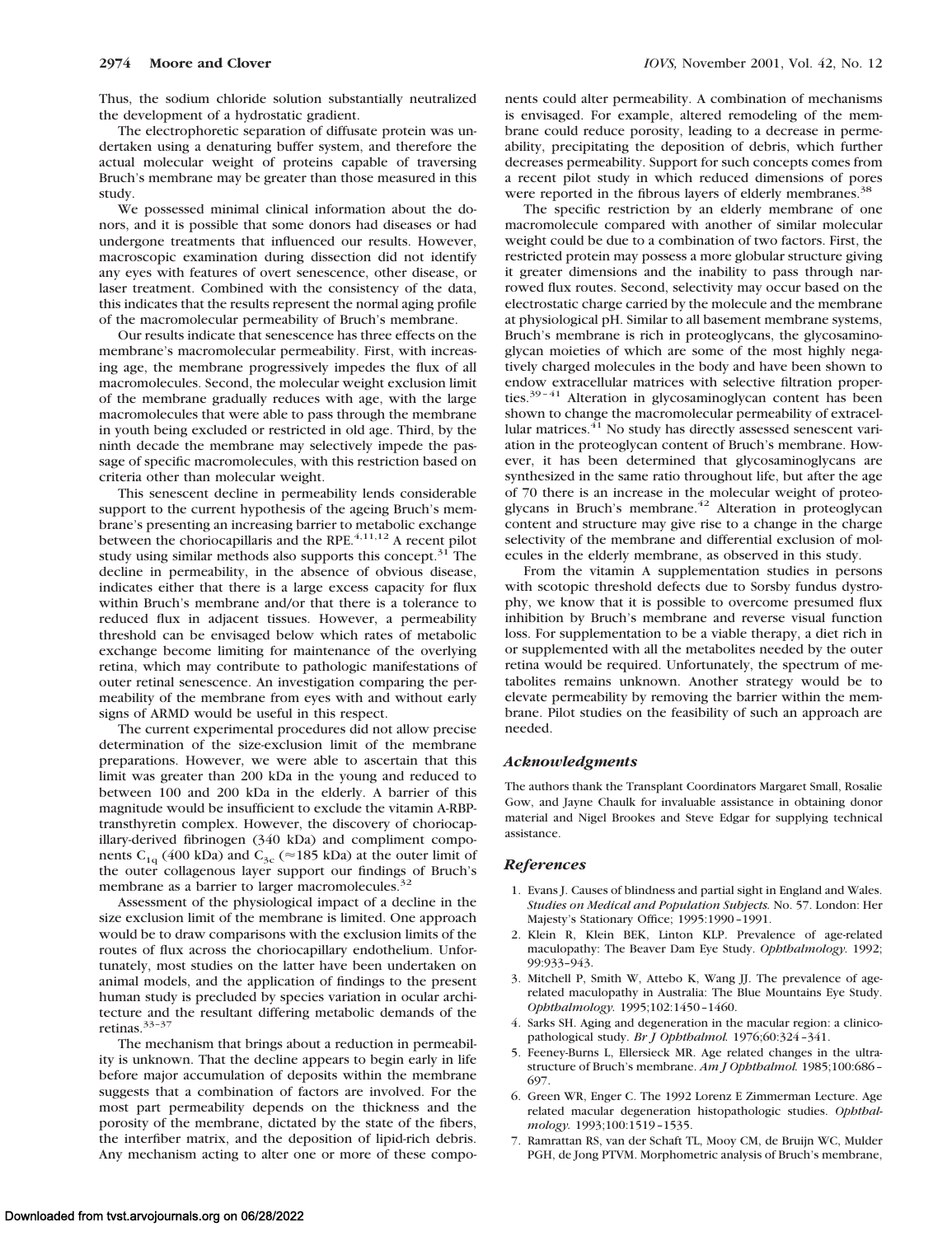Thus, the sodium chloride solution substantially neutralized the development of a hydrostatic gradient.

The electrophoretic separation of diffusate protein was undertaken using a denaturing buffer system, and therefore the actual molecular weight of proteins capable of traversing Bruch's membrane may be greater than those measured in this study.

We possessed minimal clinical information about the donors, and it is possible that some donors had diseases or had undergone treatments that influenced our results. However, macroscopic examination during dissection did not identify any eyes with features of overt senescence, other disease, or laser treatment. Combined with the consistency of the data, this indicates that the results represent the normal aging profile of the macromolecular permeability of Bruch's membrane.

Our results indicate that senescence has three effects on the membrane's macromolecular permeability. First, with increasing age, the membrane progressively impedes the flux of all macromolecules. Second, the molecular weight exclusion limit of the membrane gradually reduces with age, with the large macromolecules that were able to pass through the membrane in youth being excluded or restricted in old age. Third, by the ninth decade the membrane may selectively impede the passage of specific macromolecules, with this restriction based on criteria other than molecular weight.

This senescent decline in permeability lends considerable support to the current hypothesis of the ageing Bruch's membrane's presenting an increasing barrier to metabolic exchange between the choriocapillaris and the RPE.[4,11,12] A recent pilot study using similar methods also supports this concept.[31] The decline in permeability, in the absence of obvious disease, indicates either that there is a large excess capacity for flux within Bruch's membrane and/or that there is a tolerance to reduced flux in adjacent tissues. However, a permeability threshold can be envisaged below which rates of metabolic exchange become limiting for maintenance of the overlying retina, which may contribute to pathologic manifestations of outer retinal senescence. An investigation comparing the permeability of the membrane from eyes with and without early signs of ARMD would be useful in this respect.

The current experimental procedures did not allow precise determination of the size-exclusion limit of the membrane preparations. However, we were able to ascertain that this limit was greater than 200 kDa in the young and reduced to between 100 and 200 kDa in the elderly. A barrier of this magnitude would be insufficient to exclude the vitamin A-RBP-transthyretin complex. However, the discovery of choriocapillary-derived fibrinogen (340 kDa) and compliment components $C_{1q}$ (400 kDa) and $C_{3c}$ (≈185 kDa) at the outer limit of the outer collagenous layer support our findings of Bruch's membrane as a barrier to larger macromolecules.[32]

Assessment of the physiological impact of a decline in the size exclusion limit of the membrane is limited. One approach would be to draw comparisons with the exclusion limits of the routes of flux across the choriocapillary endothelium. Unfortunately, most studies on the latter have been undertaken on animal models, and the application of findings to the present human study is precluded by species variation in ocular architecture and the resultant differing metabolic demands of the retinas.[33–37]

The mechanism that brings about a reduction in permeability is unknown. That the decline appears to begin early in life before major accumulation of deposits within the membrane suggests that a combination of factors are involved. For the most part permeability depends on the thickness and the porosity of the membrane, dictated by the state of the fibers, the interfiber matrix, and the deposition of lipid-rich debris. Any mechanism acting to alter one or more of these components could alter permeability. A combination of mechanisms is envisaged. For example, altered remodeling of the membrane could reduce porosity, leading to a decrease in permeability, precipitating the deposition of debris, which further decreases permeability. Support for such concepts comes from a recent pilot study in which reduced dimensions of pores were reported in the fibrous layers of elderly membranes.[38]

The specific restriction by an elderly membrane of one macromolecule compared with another of similar molecular weight could be due to a combination of two factors. First, the restricted protein may possess a more globular structure giving it greater dimensions and the inability to pass through narrowed flux routes. Second, selectivity may occur based on the electrostatic charge carried by the molecule and the membrane at physiological pH. Similar to all basement membrane systems, Bruch's membrane is rich in proteoglycans, the glycosaminoglycan moieties of which are some of the most highly negatively charged molecules in the body and have been shown to endow extracellular matrices with selective filtration properties.[39–41] Alteration in glycosaminoglycan content has been shown to change the macromolecular permeability of extracellular matrices.[41] No study has directly assessed senescent variation in the proteoglycan content of Bruch's membrane. However, it has been determined that glycosaminoglycans are synthesized in the same ratio throughout life, but after the age of 70 there is an increase in the molecular weight of proteoglycans in Bruch's membrane.[42] Alteration in proteoglycan content and structure may give rise to a change in the charge selectivity of the membrane and differential exclusion of molecules in the elderly membrane, as observed in this study.

From the vitamin A supplementation studies in persons with scotopic threshold defects due to Sorsby fundus dystrophy, we know that it is possible to overcome presumed flux inhibition by Bruch's membrane and reverse visual function loss. For supplementation to be a viable therapy, a diet rich in or supplemented with all the metabolites needed by the outer retina would be required. Unfortunately, the spectrum of metabolites remains unknown. Another strategy would be to elevate permeability by removing the barrier within the membrane. Pilot studies on the feasibility of such an approach are needed.

## *Acknowledgments*

The authors thank the Transplant Coordinators Margaret Small, Rosalie Gow, and Jayne Chaulk for invaluable assistance in obtaining donor material and Nigel Brookes and Steve Edgar for supplying technical assistance.

## *References*

1. Evans J. Causes of blindness and partial sight in England and Wales. *Studies on Medical and Population Subjects.* No. 57. London: Her Majesty's Stationary Office; 1995:1990–1991.
2. Klein R, Klein BEK, Linton KLP. Prevalence of age-related maculopathy: The Beaver Dam Eye Study. *Ophthalmology.* 1992; 99:933–943.
3. Mitchell P, Smith W, Attebo K, Wang JJ. The prevalence of age-related maculopathy in Australia: The Blue Mountains Eye Study. *Ophthalmology.* 1995;102:1450–1460.
4. Sarks SH. Aging and degeneration in the macular region: a clinicopathological study. *Br J Ophthalmol.* 1976;60:324–341.
5. Feeney-Burns L, Ellersieck MR. Age related changes in the ultrastructure of Bruch's membrane. *Am J Ophthalmol.* 1985;100:686–697.
6. Green WR, Enger C. The 1992 Lorenz E Zimmerman Lecture. Age related macular degeneration histopathologic studies. *Ophthalmology.* 1993;100:1519–1535.
7. Ramrattan RS, van der Schaft TL, Mooy CM, de Bruijn WC, Mulder PGH, de Jong PTVM. Morphometric analysis of Bruch's membrane,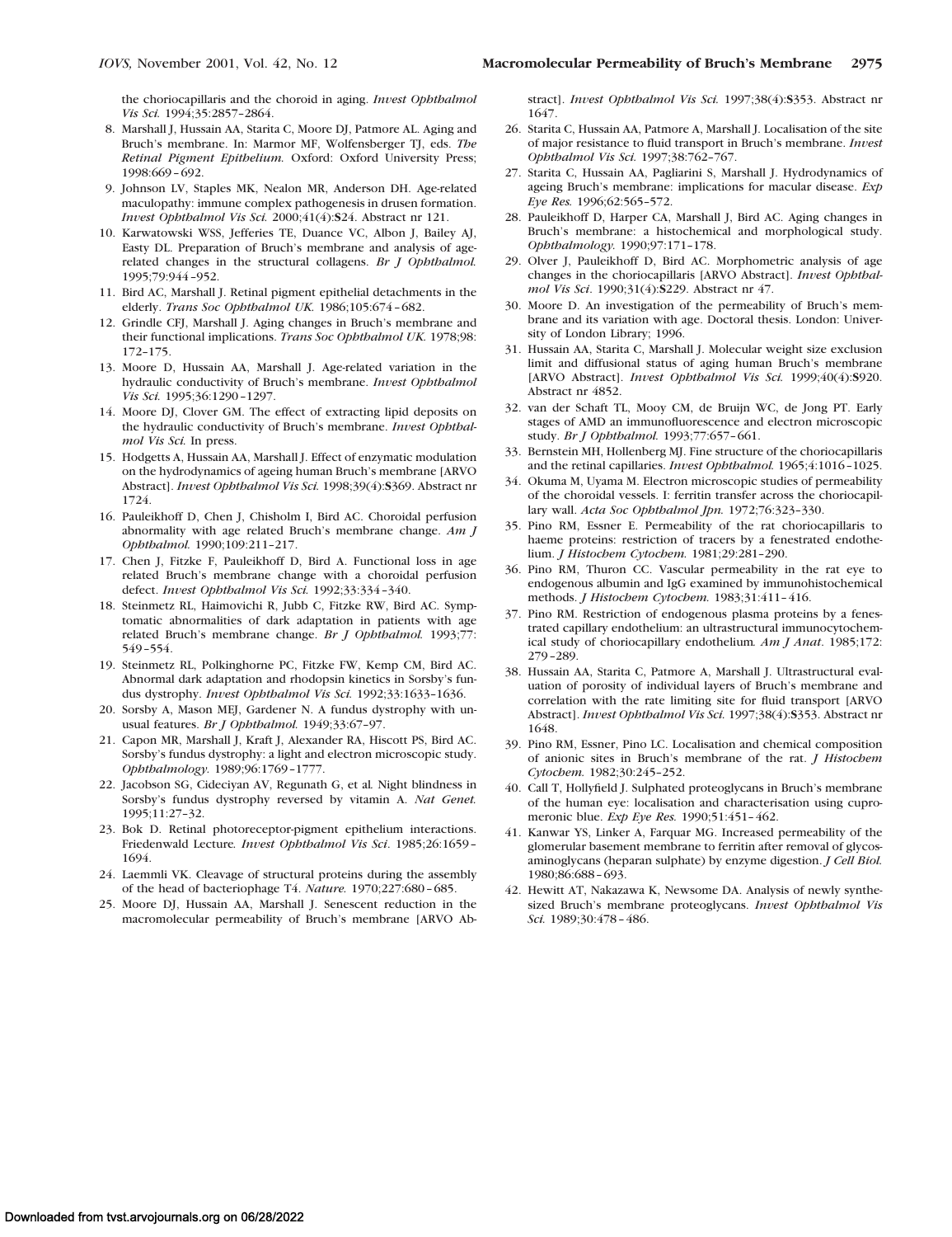the choriocapillaris and the choroid in aging. *Invest Ophthalmol Vis Sci.* 1994;35:2857–2864.

8. Marshall J, Hussain AA, Starita C, Moore DJ, Patmore AL. Aging and Bruch's membrane. In: Marmor MF, Wolfensberger TJ, eds. *The Retinal Pigment Epithelium.* Oxford: Oxford University Press; 1998:669–692.
9. Johnson LV, Staples MK, Nealon MR, Anderson DH. Age-related maculopathy: immune complex pathogenesis in drusen formation. *Invest Ophthalmol Vis Sci.* 2000;41(4):S24. Abstract nr 121.
10. Karwatowski WSS, Jefferies TE, Duance VC, Albon J, Bailey AJ, Easty DL. Preparation of Bruch's membrane and analysis of age-related changes in the structural collagens. *Br J Ophthalmol.* 1995;79:944–952.
11. Bird AC, Marshall J. Retinal pigment epithelial detachments in the elderly. *Trans Soc Ophthalmol UK.* 1986;105:674–682.
12. Grindle CFJ, Marshall J. Aging changes in Bruch's membrane and their functional implications. *Trans Soc Ophthalmol UK.* 1978;98: 172–175.
13. Moore D, Hussain AA, Marshall J. Age-related variation in the hydraulic conductivity of Bruch's membrane. *Invest Ophthalmol Vis Sci.* 1995;36:1290–1297.
14. Moore DJ, Clover GM. The effect of extracting lipid deposits on the hydraulic conductivity of Bruch's membrane. *Invest Ophthalmol Vis Sci.* In press.
15. Hodgetts A, Hussain AA, Marshall J. Effect of enzymatic modulation on the hydrodynamics of ageing human Bruch's membrane [ARVO Abstract]. *Invest Ophthalmol Vis Sci.* 1998;39(4):S369. Abstract nr 1724.
16. Pauleikhoff D, Chen J, Chisholm I, Bird AC. Choroidal perfusion abnormality with age related Bruch's membrane change. *Am J Ophthalmol.* 1990;109:211–217.
17. Chen J, Fitzke F, Pauleikhoff D, Bird A. Functional loss in age related Bruch's membrane change with a choroidal perfusion defect. *Invest Ophthalmol Vis Sci.* 1992;33:334–340.
18. Steinmetz RL, Haimovichi R, Jubb C, Fitzke RW, Bird AC. Symptomatic abnormalities of dark adaptation in patients with age related Bruch's membrane change. *Br J Ophthalmol.* 1993;77: 549–554.
19. Steinmetz RL, Polkinghorne PC, Fitzke FW, Kemp CM, Bird AC. Abnormal dark adaptation and rhodopsin kinetics in Sorsby's fundus dystrophy. *Invest Ophthalmol Vis Sci.* 1992;33:1633–1636.
20. Sorsby A, Mason MEJ, Gardener N. A fundus dystrophy with unusual features. *Br J Ophthalmol.* 1949;33:67–97.
21. Capon MR, Marshall J, Kraft J, Alexander RA, Hiscott PS, Bird AC. Sorsby's fundus dystrophy: a light and electron microscopic study. *Ophthalmology.* 1989;96:1769–1777.
22. Jacobson SG, Cideciyan AV, Regunath G, et al. Night blindness in Sorsby's fundus dystrophy reversed by vitamin A. *Nat Genet.* 1995;11:27–32.
23. Bok D. Retinal photoreceptor-pigment epithelium interactions. Friedenwald Lecture. *Invest Ophthalmol Vis Sci*. 1985;26:1659–1694.
24. Laemmli VK. Cleavage of structural proteins during the assembly of the head of bacteriophage T4. *Nature.* 1970;227:680–685.
25. Moore DJ, Hussain AA, Marshall J. Senescent reduction in the macromolecular permeability of Bruch's membrane [ARVO Abstract]. *Invest Ophthalmol Vis Sci.* 1997;38(4):S353. Abstract nr 1647.
26. Starita C, Hussain AA, Patmore A, Marshall J. Localisation of the site of major resistance to fluid transport in Bruch's membrane. *Invest Ophthalmol Vis Sci.* 1997;38:762–767.
27. Starita C, Hussain AA, Pagliarini S, Marshall J. Hydrodynamics of ageing Bruch's membrane: implications for macular disease. *Exp Eye Res.* 1996;62:565–572.
28. Pauleikhoff D, Harper CA, Marshall J, Bird AC. Aging changes in Bruch's membrane: a histochemical and morphological study. *Ophthalmology.* 1990;97:171–178.
29. Olver J, Pauleikhoff D, Bird AC. Morphometric analysis of age changes in the choriocapillaris [ARVO Abstract]. *Invest Ophthalmol Vis Sci*. 1990;31(4):S229. Abstract nr 47.
30. Moore D. An investigation of the permeability of Bruch's membrane and its variation with age. Doctoral thesis. London: University of London Library; 1996.
31. Hussain AA, Starita C, Marshall J. Molecular weight size exclusion limit and diffusional status of aging human Bruch's membrane [ARVO Abstract]. *Invest Ophthalmol Vis Sci.* 1999;40(4):S920. Abstract nr 4852.
32. van der Schaft TL, Mooy CM, de Bruijn WC, de Jong PT. Early stages of AMD an immunofluorescence and electron microscopic study. *Br J Ophthalmol.* 1993;77:657–661.
33. Bernstein MH, Hollenberg MJ. Fine structure of the choriocapillaris and the retinal capillaries. *Invest Ophthalmol.* 1965;4:1016–1025.
34. Okuma M, Uyama M. Electron microscopic studies of permeability of the choroidal vessels. I: ferritin transfer across the choriocapillary wall. *Acta Soc Ophthalmol Jpn.* 1972;76:323–330.
35. Pino RM, Essner E. Permeability of the rat choriocapillaris to haeme proteins: restriction of tracers by a fenestrated endothelium. *J Histochem Cytochem.* 1981;29:281–290.
36. Pino RM, Thuron CC. Vascular permeability in the rat eye to endogenous albumin and IgG examined by immunohistochemical methods. *J Histochem Cytochem.* 1983;31:411–416.
37. Pino RM. Restriction of endogenous plasma proteins by a fenestrated capillary endothelium: an ultrastructural immunocytochemical study of choriocapillary endothelium. *Am J Anat*. 1985;172: 279–289.
38. Hussain AA, Starita C, Patmore A, Marshall J. Ultrastructural evaluation of porosity of individual layers of Bruch's membrane and correlation with the rate limiting site for fluid transport [ARVO Abstract]. *Invest Ophthalmol Vis Sci.* 1997;38(4):S353. Abstract nr 1648.
39. Pino RM, Essner, Pino LC. Localisation and chemical composition of anionic sites in Bruch's membrane of the rat. *J Histochem Cytochem.* 1982;30:245–252.
40. Call T, Hollyfield J. Sulphated proteoglycans in Bruch's membrane of the human eye: localisation and characterisation using cupromeronic blue. *Exp Eye Res.* 1990;51:451–462.
41. Kanwar YS, Linker A, Farquar MG. Increased permeability of the glomerular basement membrane to ferritin after removal of glycosaminoglycans (heparan sulphate) by enzyme digestion. *J Cell Biol.* 1980;86:688–693.
42. Hewitt AT, Nakazawa K, Newsome DA. Analysis of newly synthesized Bruch's membrane proteoglycans. *Invest Ophthalmol Vis Sci.* 1989;30:478–486.